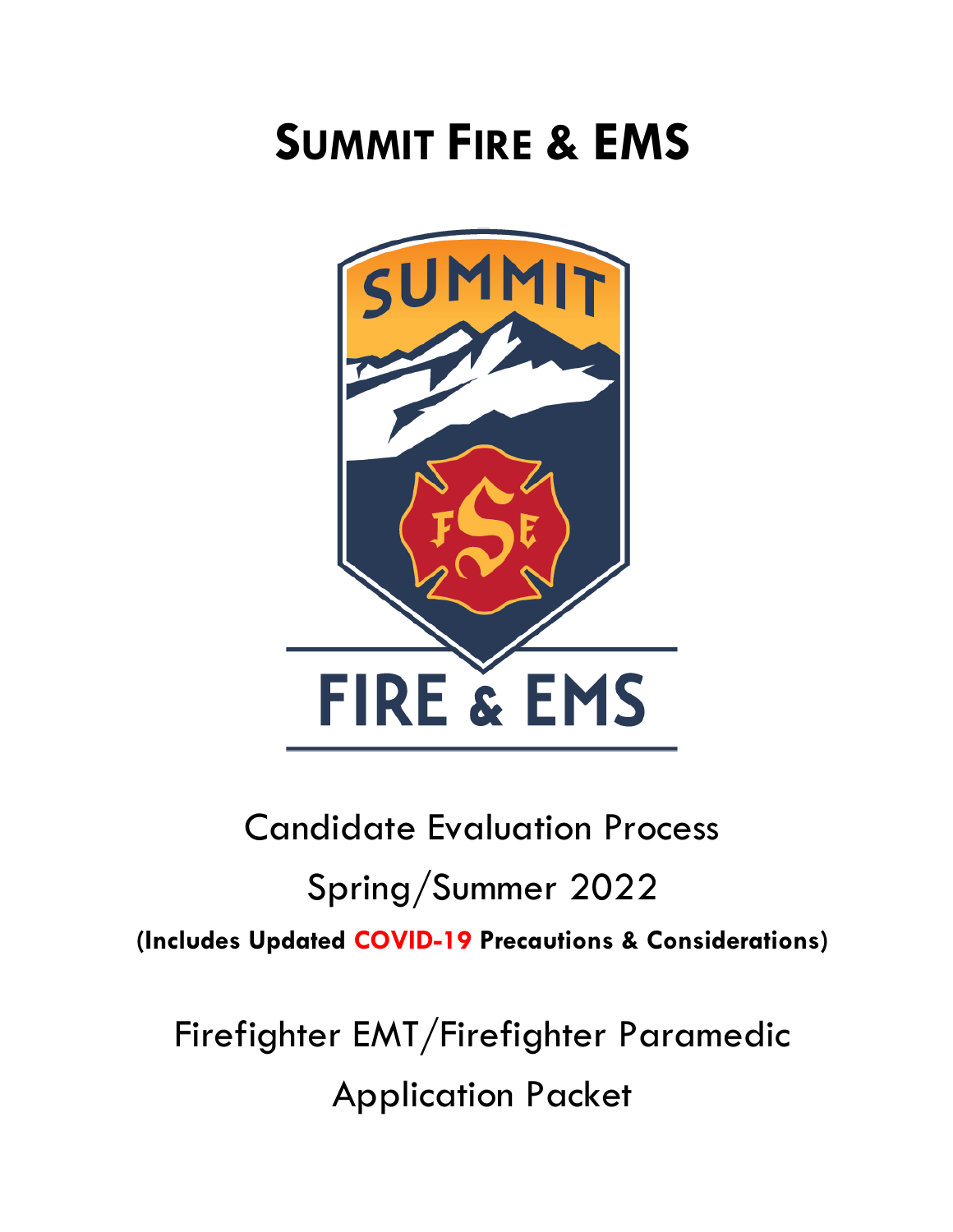# SUMMIT FIRE & EMS

Candidate Evaluation Process

Spring/Summer 2022

**(Includes Updated COVID-19 Precautions & Considerations)**

Firefighter EMT/Firefighter Paramedic

Application Packet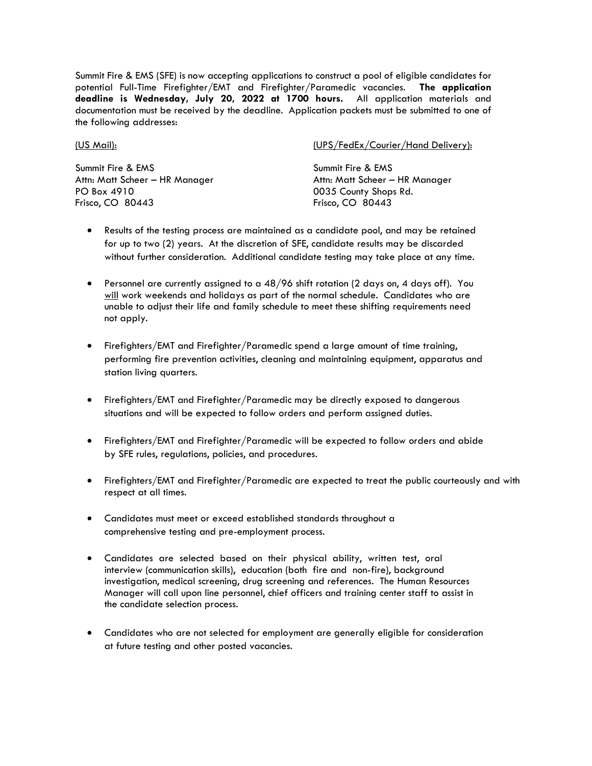Summit Fire & EMS (SFE) is now accepting applications to construct a pool of eligible candidates for potential Full-Time Firefighter/EMT and Firefighter/Paramedic vacancies. **The application deadline is Wednesday, July 20, 2022 at 1700 hours.** All application materials and documentation must be received by the deadline. Application packets must be submitted to one of the following addresses:

(US Mail):

Summit Fire & EMS
Attn: Matt Scheer – HR Manager
PO Box 4910
Frisco, CO 80443

(UPS/FedEx/Courier/Hand Delivery):

Summit Fire & EMS
Attn: Matt Scheer – HR Manager
0035 County Shops Rd.
Frisco, CO 80443

- Results of the testing process are maintained as a candidate pool, and may be retained for up to two (2) years. At the discretion of SFE, candidate results may be discarded without further consideration. Additional candidate testing may take place at any time.

- Personnel are currently assigned to a 48/96 shift rotation (2 days on, 4 days off). You will work weekends and holidays as part of the normal schedule. Candidates who are unable to adjust their life and family schedule to meet these shifting requirements need not apply.

- Firefighters/EMT and Firefighter/Paramedic spend a large amount of time training, performing fire prevention activities, cleaning and maintaining equipment, apparatus and station living quarters.

- Firefighters/EMT and Firefighter/Paramedic may be directly exposed to dangerous situations and will be expected to follow orders and perform assigned duties.

- Firefighters/EMT and Firefighter/Paramedic will be expected to follow orders and abide by SFE rules, regulations, policies, and procedures.

- Firefighters/EMT and Firefighter/Paramedic are expected to treat the public courteously and with respect at all times.

- Candidates must meet or exceed established standards throughout a comprehensive testing and pre-employment process.

- Candidates are selected based on their physical ability, written test, oral interview (communication skills), education (both fire and non-fire), background investigation, medical screening, drug screening and references. The Human Resources Manager will call upon line personnel, chief officers and training center staff to assist in the candidate selection process.

- Candidates who are not selected for employment are generally eligible for consideration at future testing and other posted vacancies.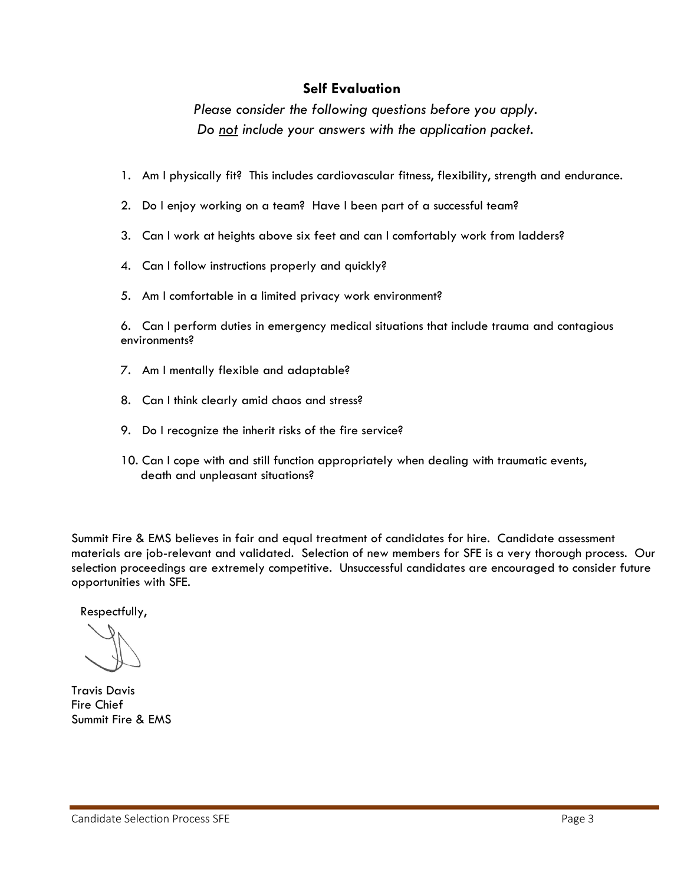## Self Evaluation

*Please consider the following questions before you apply.*
*Do not include your answers with the application packet.*

1. Am I physically fit? This includes cardiovascular fitness, flexibility, strength and endurance.
2. Do I enjoy working on a team? Have I been part of a successful team?
3. Can I work at heights above six feet and can I comfortably work from ladders?
4. Can I follow instructions properly and quickly?
5. Am I comfortable in a limited privacy work environment?
6. Can I perform duties in emergency medical situations that include trauma and contagious environments?
7. Am I mentally flexible and adaptable?
8. Can I think clearly amid chaos and stress?
9. Do I recognize the inherit risks of the fire service?
10. Can I cope with and still function appropriately when dealing with traumatic events, death and unpleasant situations?

Summit Fire & EMS believes in fair and equal treatment of candidates for hire. Candidate assessment materials are job-relevant and validated. Selection of new members for SFE is a very thorough process. Our selection proceedings are extremely competitive. Unsuccessful candidates are encouraged to consider future opportunities with SFE.

Respectfully,

Travis Davis
Fire Chief
Summit Fire & EMS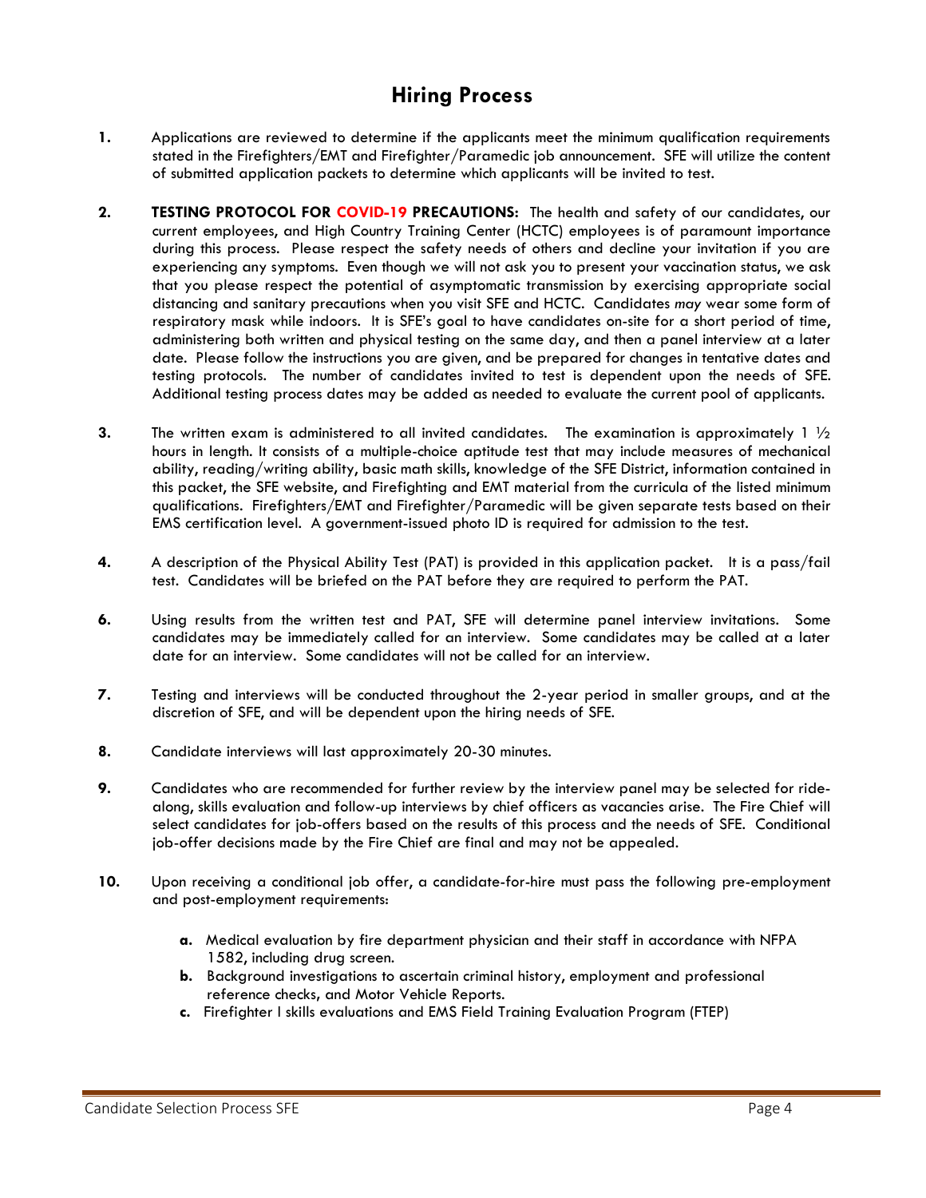# Hiring Process

**1.** Applications are reviewed to determine if the applicants meet the minimum qualification requirements stated in the Firefighters/EMT and Firefighter/Paramedic job announcement. SFE will utilize the content of submitted application packets to determine which applicants will be invited to test.

**2.** **TESTING PROTOCOL FOR COVID-19 PRECAUTIONS:** The health and safety of our candidates, our current employees, and High Country Training Center (HCTC) employees is of paramount importance during this process. Please respect the safety needs of others and decline your invitation if you are experiencing any symptoms. Even though we will not ask you to present your vaccination status, we ask that you please respect the potential of asymptomatic transmission by exercising appropriate social distancing and sanitary precautions when you visit SFE and HCTC. Candidates *may* wear some form of respiratory mask while indoors. It is SFE's goal to have candidates on-site for a short period of time, administering both written and physical testing on the same day, and then a panel interview at a later date. Please follow the instructions you are given, and be prepared for changes in tentative dates and testing protocols. The number of candidates invited to test is dependent upon the needs of SFE. Additional testing process dates may be added as needed to evaluate the current pool of applicants.

**3.** The written exam is administered to all invited candidates. The examination is approximately 1 ½ hours in length. It consists of a multiple-choice aptitude test that may include measures of mechanical ability, reading/writing ability, basic math skills, knowledge of the SFE District, information contained in this packet, the SFE website, and Firefighting and EMT material from the curricula of the listed minimum qualifications. Firefighters/EMT and Firefighter/Paramedic will be given separate tests based on their EMS certification level. A government-issued photo ID is required for admission to the test.

**4.** A description of the Physical Ability Test (PAT) is provided in this application packet. It is a pass/fail test. Candidates will be briefed on the PAT before they are required to perform the PAT.

**6.** Using results from the written test and PAT, SFE will determine panel interview invitations. Some candidates may be immediately called for an interview. Some candidates may be called at a later date for an interview. Some candidates will not be called for an interview.

**7.** Testing and interviews will be conducted throughout the 2-year period in smaller groups, and at the discretion of SFE, and will be dependent upon the hiring needs of SFE.

**8.** Candidate interviews will last approximately 20-30 minutes.

**9.** Candidates who are recommended for further review by the interview panel may be selected for ride-along, skills evaluation and follow-up interviews by chief officers as vacancies arise. The Fire Chief will select candidates for job-offers based on the results of this process and the needs of SFE. Conditional job-offer decisions made by the Fire Chief are final and may not be appealed.

**10.** Upon receiving a conditional job offer, a candidate-for-hire must pass the following pre-employment and post-employment requirements:

- **a.** Medical evaluation by fire department physician and their staff in accordance with NFPA 1582, including drug screen.
- **b.** Background investigations to ascertain criminal history, employment and professional reference checks, and Motor Vehicle Reports.
- **c.** Firefighter I skills evaluations and EMS Field Training Evaluation Program (FTEP)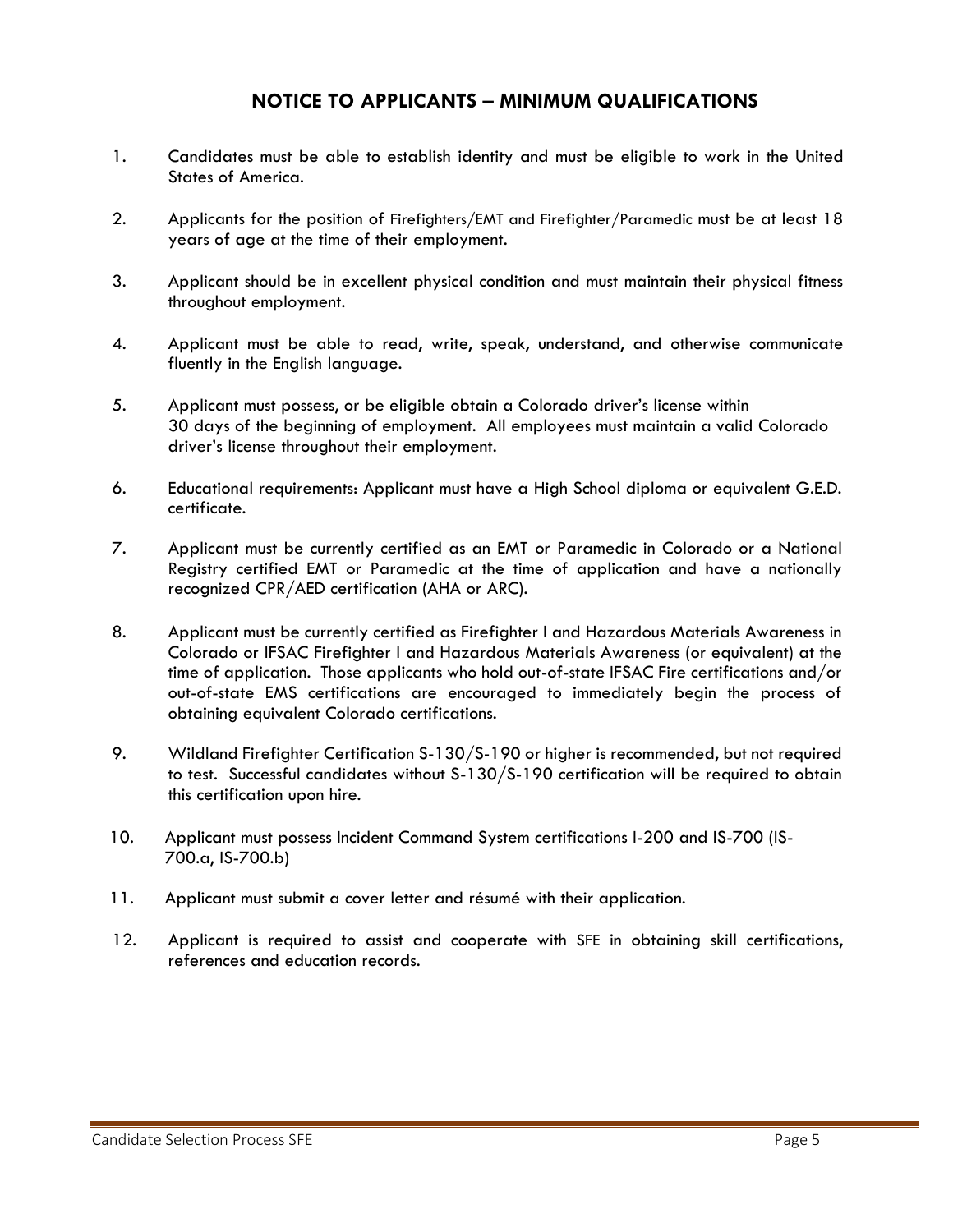## NOTICE TO APPLICANTS – MINIMUM QUALIFICATIONS

1. Candidates must be able to establish identity and must be eligible to work in the United States of America.

2. Applicants for the position of Firefighters/EMT and Firefighter/Paramedic must be at least 18 years of age at the time of their employment.

3. Applicant should be in excellent physical condition and must maintain their physical fitness throughout employment.

4. Applicant must be able to read, write, speak, understand, and otherwise communicate fluently in the English language.

5. Applicant must possess, or be eligible obtain a Colorado driver's license within 30 days of the beginning of employment. All employees must maintain a valid Colorado driver's license throughout their employment.

6. Educational requirements: Applicant must have a High School diploma or equivalent G.E.D. certificate.

7. Applicant must be currently certified as an EMT or Paramedic in Colorado or a National Registry certified EMT or Paramedic at the time of application and have a nationally recognized CPR/AED certification (AHA or ARC).

8. Applicant must be currently certified as Firefighter I and Hazardous Materials Awareness in Colorado or IFSAC Firefighter I and Hazardous Materials Awareness (or equivalent) at the time of application. Those applicants who hold out-of-state IFSAC Fire certifications and/or out-of-state EMS certifications are encouraged to immediately begin the process of obtaining equivalent Colorado certifications.

9. Wildland Firefighter Certification S-130/S-190 or higher is recommended, but not required to test. Successful candidates without S-130/S-190 certification will be required to obtain this certification upon hire.

10. Applicant must possess Incident Command System certifications I-200 and IS-700 (IS-700.a, IS-700.b)

11. Applicant must submit a cover letter and résumé with their application.

12. Applicant is required to assist and cooperate with SFE in obtaining skill certifications, references and education records.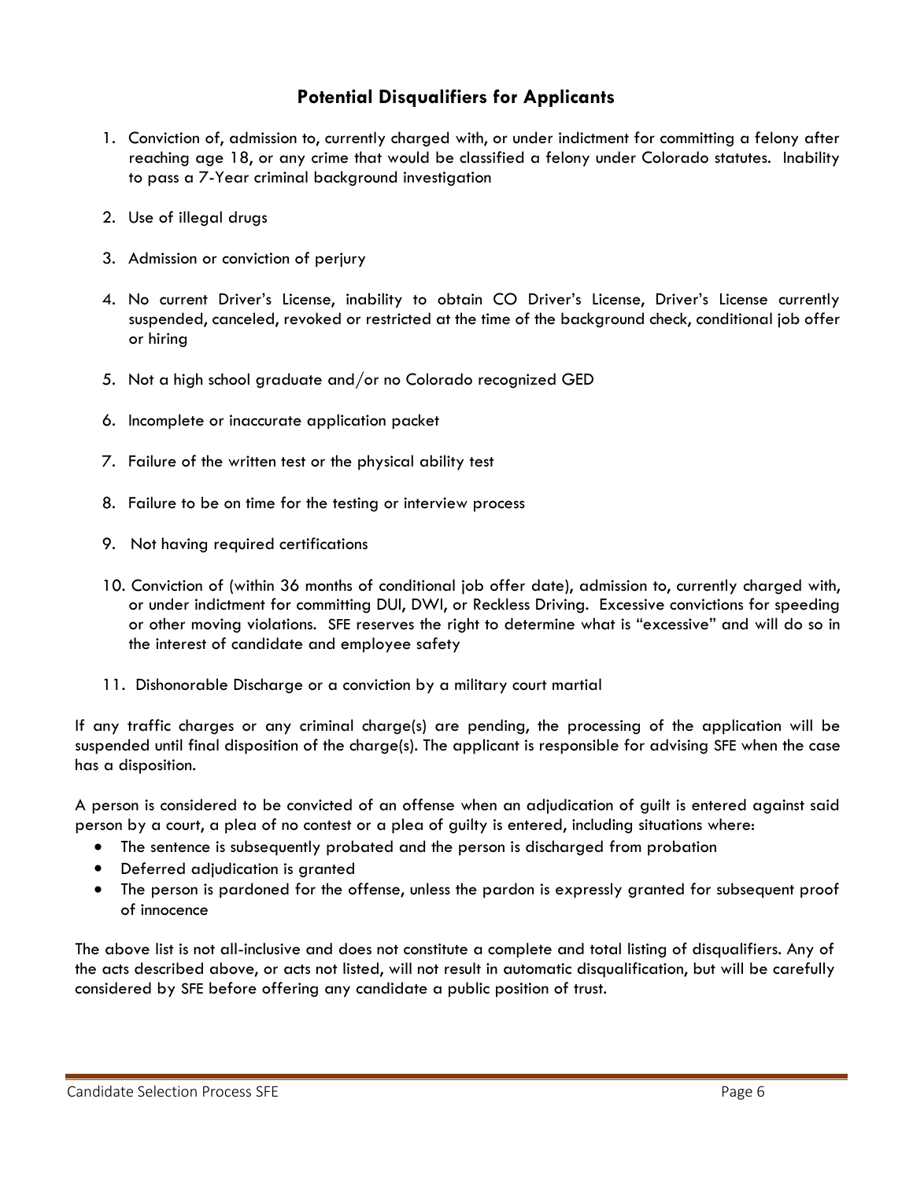## Potential Disqualifiers for Applicants

1. Conviction of, admission to, currently charged with, or under indictment for committing a felony after reaching age 18, or any crime that would be classified a felony under Colorado statutes. Inability to pass a 7-Year criminal background investigation
2. Use of illegal drugs
3. Admission or conviction of perjury
4. No current Driver's License, inability to obtain CO Driver's License, Driver's License currently suspended, canceled, revoked or restricted at the time of the background check, conditional job offer or hiring
5. Not a high school graduate and/or no Colorado recognized GED
6. Incomplete or inaccurate application packet
7. Failure of the written test or the physical ability test
8. Failure to be on time for the testing or interview process
9. Not having required certifications
10. Conviction of (within 36 months of conditional job offer date), admission to, currently charged with, or under indictment for committing DUI, DWI, or Reckless Driving. Excessive convictions for speeding or other moving violations. SFE reserves the right to determine what is "excessive" and will do so in the interest of candidate and employee safety
11. Dishonorable Discharge or a conviction by a military court martial

If any traffic charges or any criminal charge(s) are pending, the processing of the application will be suspended until final disposition of the charge(s). The applicant is responsible for advising SFE when the case has a disposition.

A person is considered to be convicted of an offense when an adjudication of guilt is entered against said person by a court, a plea of no contest or a plea of guilty is entered, including situations where:

- The sentence is subsequently probated and the person is discharged from probation
- Deferred adjudication is granted
- The person is pardoned for the offense, unless the pardon is expressly granted for subsequent proof of innocence

The above list is not all-inclusive and does not constitute a complete and total listing of disqualifiers. Any of the acts described above, or acts not listed, will not result in automatic disqualification, but will be carefully considered by SFE before offering any candidate a public position of trust.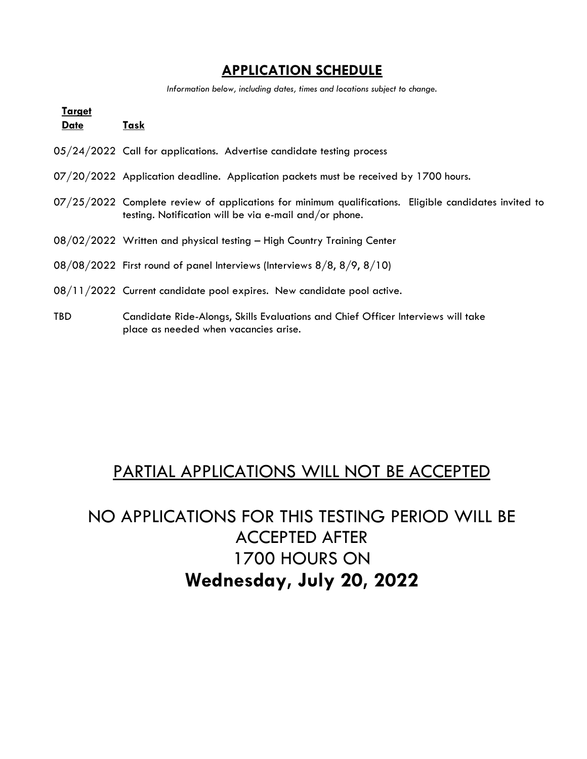## **APPLICATION SCHEDULE**

*Information below, including dates, times and locations subject to change.*

| **Target Date** | **Task** |
|---|---|
| 05/24/2022 | Call for applications. Advertise candidate testing process |
| 07/20/2022 | Application deadline. Application packets must be received by 1700 hours. |
| 07/25/2022 | Complete review of applications for minimum qualifications. Eligible candidates invited to testing. Notification will be via e-mail and/or phone. |
| 08/02/2022 | Written and physical testing – High Country Training Center |
| 08/08/2022 | First round of panel Interviews (Interviews 8/8, 8/9, 8/10) |
| 08/11/2022 | Current candidate pool expires. New candidate pool active. |
| TBD | Candidate Ride-Alongs, Skills Evaluations and Chief Officer Interviews will take place as needed when vacancies arise. |

PARTIAL APPLICATIONS WILL NOT BE ACCEPTED

NO APPLICATIONS FOR THIS TESTING PERIOD WILL BE ACCEPTED AFTER 1700 HOURS ON **Wednesday, July 20, 2022**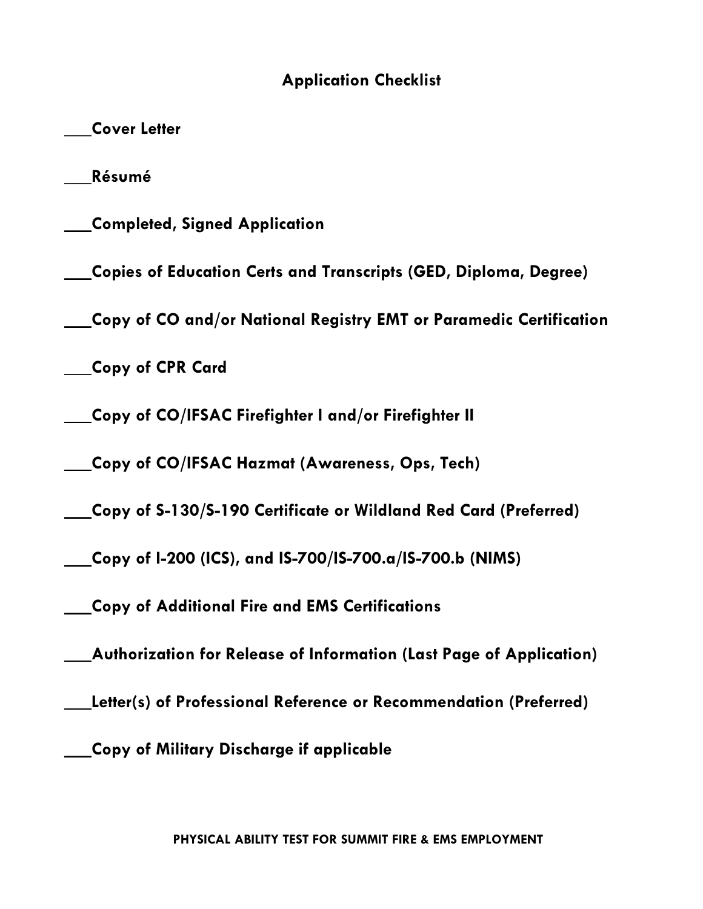## Application Checklist

___**Cover Letter**

___**Résumé**

___**Completed, Signed Application**

___**Copies of Education Certs and Transcripts (GED, Diploma, Degree)**

___**Copy of CO and/or National Registry EMT or Paramedic Certification**

___**Copy of CPR Card**

___**Copy of CO/IFSAC Firefighter I and/or Firefighter II**

___**Copy of CO/IFSAC Hazmat (Awareness, Ops, Tech)**

___**Copy of S-130/S-190 Certificate or Wildland Red Card (Preferred)**

___**Copy of I-200 (ICS), and IS-700/IS-700.a/IS-700.b (NIMS)**

___**Copy of Additional Fire and EMS Certifications**

___**Authorization for Release of Information (Last Page of Application)**

___**Letter(s) of Professional Reference or Recommendation (Preferred)**

___**Copy of Military Discharge if applicable**

**PHYSICAL ABILITY TEST FOR SUMMIT FIRE & EMS EMPLOYMENT**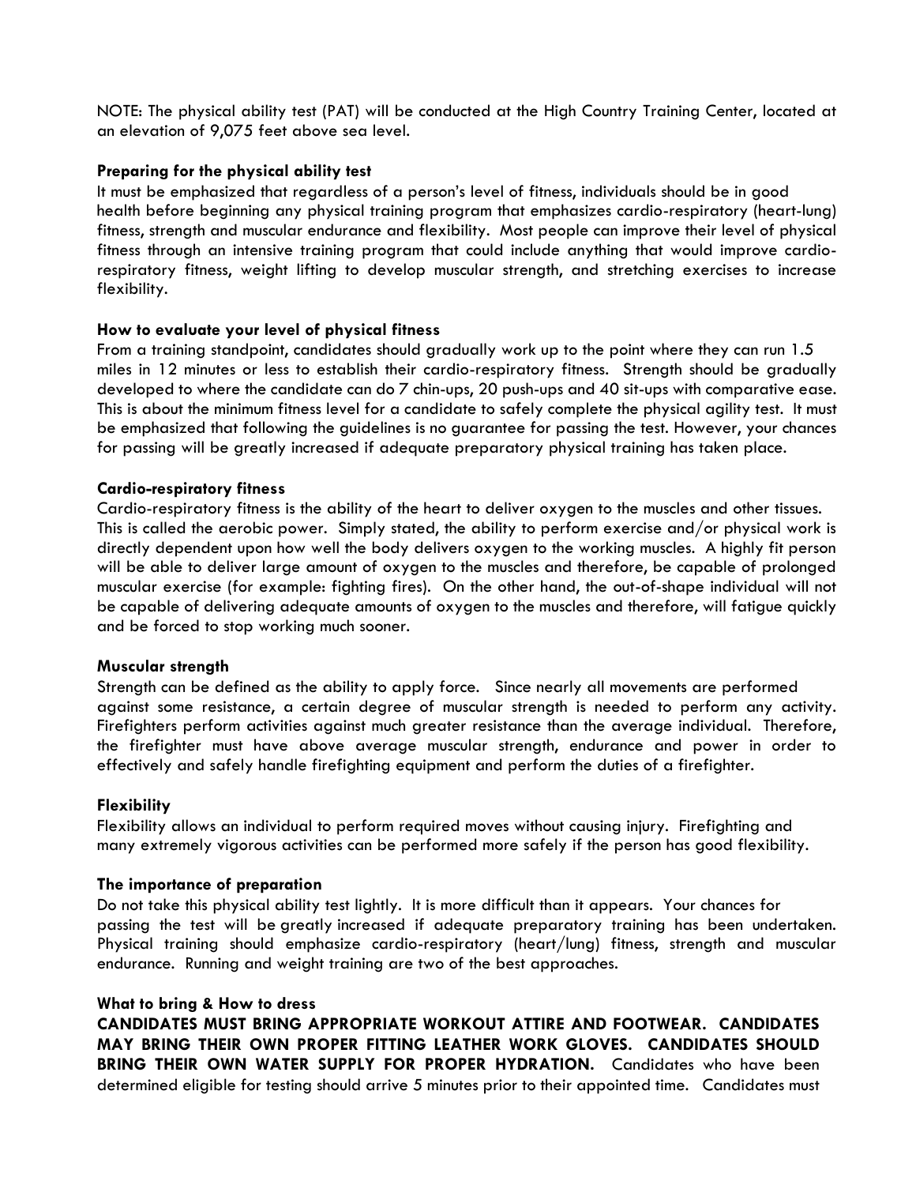NOTE: The physical ability test (PAT) will be conducted at the High Country Training Center, located at an elevation of 9,075 feet above sea level.

**Preparing for the physical ability test**

It must be emphasized that regardless of a person's level of fitness, individuals should be in good health before beginning any physical training program that emphasizes cardio-respiratory (heart-lung) fitness, strength and muscular endurance and flexibility. Most people can improve their level of physical fitness through an intensive training program that could include anything that would improve cardio-respiratory fitness, weight lifting to develop muscular strength, and stretching exercises to increase flexibility.

**How to evaluate your level of physical fitness**

From a training standpoint, candidates should gradually work up to the point where they can run 1.5 miles in 12 minutes or less to establish their cardio-respiratory fitness. Strength should be gradually developed to where the candidate can do 7 chin-ups, 20 push-ups and 40 sit-ups with comparative ease. This is about the minimum fitness level for a candidate to safely complete the physical agility test. It must be emphasized that following the guidelines is no guarantee for passing the test. However, your chances for passing will be greatly increased if adequate preparatory physical training has taken place.

**Cardio-respiratory fitness**

Cardio-respiratory fitness is the ability of the heart to deliver oxygen to the muscles and other tissues. This is called the aerobic power. Simply stated, the ability to perform exercise and/or physical work is directly dependent upon how well the body delivers oxygen to the working muscles. A highly fit person will be able to deliver large amount of oxygen to the muscles and therefore, be capable of prolonged muscular exercise (for example: fighting fires). On the other hand, the out-of-shape individual will not be capable of delivering adequate amounts of oxygen to the muscles and therefore, will fatigue quickly and be forced to stop working much sooner.

**Muscular strength**

Strength can be defined as the ability to apply force. Since nearly all movements are performed against some resistance, a certain degree of muscular strength is needed to perform any activity. Firefighters perform activities against much greater resistance than the average individual. Therefore, the firefighter must have above average muscular strength, endurance and power in order to effectively and safely handle firefighting equipment and perform the duties of a firefighter.

**Flexibility**

Flexibility allows an individual to perform required moves without causing injury. Firefighting and many extremely vigorous activities can be performed more safely if the person has good flexibility.

**The importance of preparation**

Do not take this physical ability test lightly. It is more difficult than it appears. Your chances for passing the test will be greatly increased if adequate preparatory training has been undertaken. Physical training should emphasize cardio-respiratory (heart/lung) fitness, strength and muscular endurance. Running and weight training are two of the best approaches.

**What to bring & How to dress**

**CANDIDATES MUST BRING APPROPRIATE WORKOUT ATTIRE AND FOOTWEAR. CANDIDATES MAY BRING THEIR OWN PROPER FITTING LEATHER WORK GLOVES. CANDIDATES SHOULD BRING THEIR OWN WATER SUPPLY FOR PROPER HYDRATION.** Candidates who have been determined eligible for testing should arrive 5 minutes prior to their appointed time. Candidates must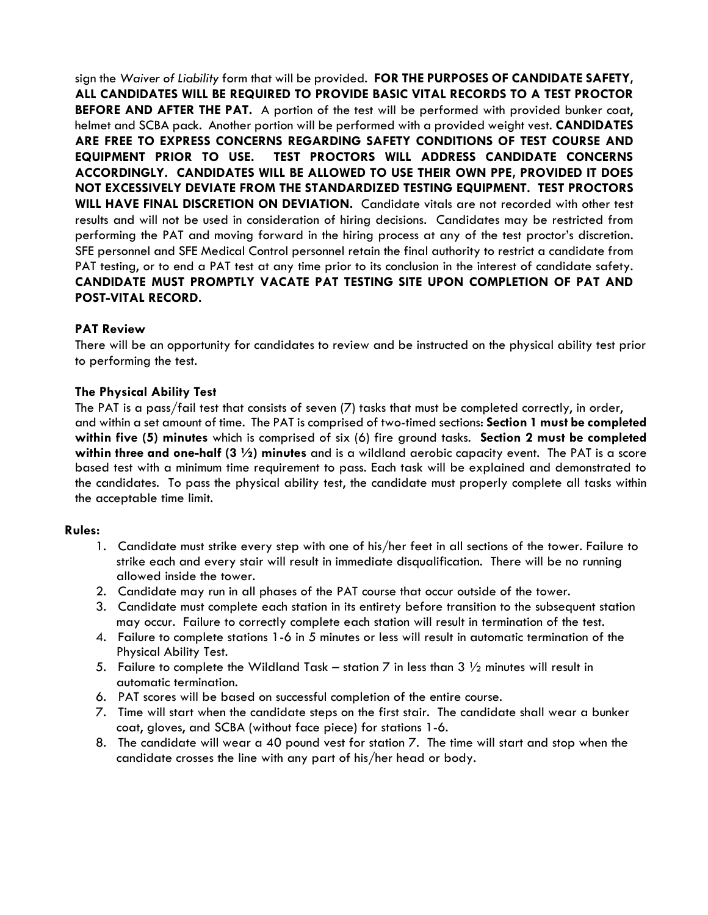sign the *Waiver of Liability* form that will be provided. **FOR THE PURPOSES OF CANDIDATE SAFETY, ALL CANDIDATES WILL BE REQUIRED TO PROVIDE BASIC VITAL RECORDS TO A TEST PROCTOR BEFORE AND AFTER THE PAT.** A portion of the test will be performed with provided bunker coat, helmet and SCBA pack. Another portion will be performed with a provided weight vest. **CANDIDATES ARE FREE TO EXPRESS CONCERNS REGARDING SAFETY CONDITIONS OF TEST COURSE AND EQUIPMENT PRIOR TO USE. TEST PROCTORS WILL ADDRESS CANDIDATE CONCERNS ACCORDINGLY. CANDIDATES WILL BE ALLOWED TO USE THEIR OWN PPE, PROVIDED IT DOES NOT EXCESSIVELY DEVIATE FROM THE STANDARDIZED TESTING EQUIPMENT. TEST PROCTORS WILL HAVE FINAL DISCRETION ON DEVIATION.** Candidate vitals are not recorded with other test results and will not be used in consideration of hiring decisions. Candidates may be restricted from performing the PAT and moving forward in the hiring process at any of the test proctor's discretion. SFE personnel and SFE Medical Control personnel retain the final authority to restrict a candidate from PAT testing, or to end a PAT test at any time prior to its conclusion in the interest of candidate safety. **CANDIDATE MUST PROMPTLY VACATE PAT TESTING SITE UPON COMPLETION OF PAT AND POST-VITAL RECORD.**

### PAT Review

There will be an opportunity for candidates to review and be instructed on the physical ability test prior to performing the test.

### The Physical Ability Test

The PAT is a pass/fail test that consists of seven (7) tasks that must be completed correctly, in order, and within a set amount of time. The PAT is comprised of two-timed sections: **Section 1 must be completed within five (5) minutes** which is comprised of six (6) fire ground tasks. **Section 2 must be completed within three and one-half (3 ½) minutes** and is a wildland aerobic capacity event. The PAT is a score based test with a minimum time requirement to pass. Each task will be explained and demonstrated to the candidates. To pass the physical ability test, the candidate must properly complete all tasks within the acceptable time limit.

**Rules:**

1. Candidate must strike every step with one of his/her feet in all sections of the tower. Failure to strike each and every stair will result in immediate disqualification. There will be no running allowed inside the tower.
2. Candidate may run in all phases of the PAT course that occur outside of the tower.
3. Candidate must complete each station in its entirety before transition to the subsequent station may occur. Failure to correctly complete each station will result in termination of the test.
4. Failure to complete stations 1-6 in 5 minutes or less will result in automatic termination of the Physical Ability Test.
5. Failure to complete the Wildland Task – station 7 in less than 3 ½ minutes will result in automatic termination.
6. PAT scores will be based on successful completion of the entire course.
7. Time will start when the candidate steps on the first stair. The candidate shall wear a bunker coat, gloves, and SCBA (without face piece) for stations 1-6.
8. The candidate will wear a 40 pound vest for station 7. The time will start and stop when the candidate crosses the line with any part of his/her head or body.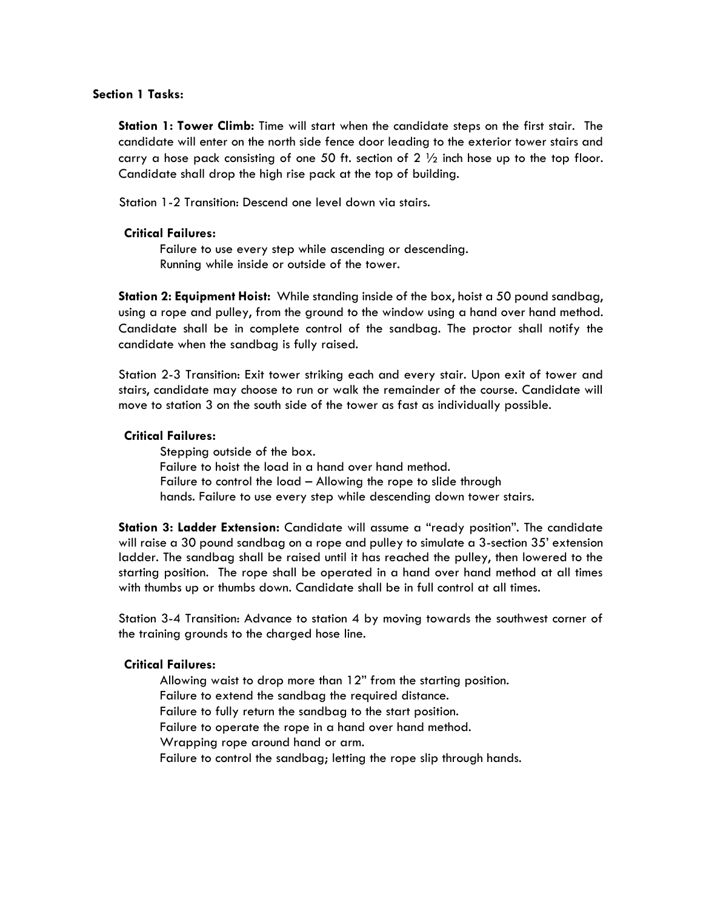**Section 1 Tasks:**

**Station 1: Tower Climb:** Time will start when the candidate steps on the first stair. The candidate will enter on the north side fence door leading to the exterior tower stairs and carry a hose pack consisting of one 50 ft. section of 2 ½ inch hose up to the top floor. Candidate shall drop the high rise pack at the top of building.

Station 1-2 Transition: Descend one level down via stairs.

**Critical Failures:**

Failure to use every step while ascending or descending.
Running while inside or outside of the tower.

**Station 2: Equipment Hoist:** While standing inside of the box, hoist a 50 pound sandbag, using a rope and pulley, from the ground to the window using a hand over hand method. Candidate shall be in complete control of the sandbag. The proctor shall notify the candidate when the sandbag is fully raised.

Station 2-3 Transition: Exit tower striking each and every stair. Upon exit of tower and stairs, candidate may choose to run or walk the remainder of the course. Candidate will move to station 3 on the south side of the tower as fast as individually possible.

**Critical Failures:**

Stepping outside of the box.
Failure to hoist the load in a hand over hand method.
Failure to control the load – Allowing the rope to slide through hands. Failure to use every step while descending down tower stairs.

**Station 3: Ladder Extension:** Candidate will assume a "ready position". The candidate will raise a 30 pound sandbag on a rope and pulley to simulate a 3-section 35' extension ladder. The sandbag shall be raised until it has reached the pulley, then lowered to the starting position. The rope shall be operated in a hand over hand method at all times with thumbs up or thumbs down. Candidate shall be in full control at all times.

Station 3-4 Transition: Advance to station 4 by moving towards the southwest corner of the training grounds to the charged hose line.

**Critical Failures:**

Allowing waist to drop more than 12" from the starting position.
Failure to extend the sandbag the required distance.
Failure to fully return the sandbag to the start position.
Failure to operate the rope in a hand over hand method.
Wrapping rope around hand or arm.
Failure to control the sandbag; letting the rope slip through hands.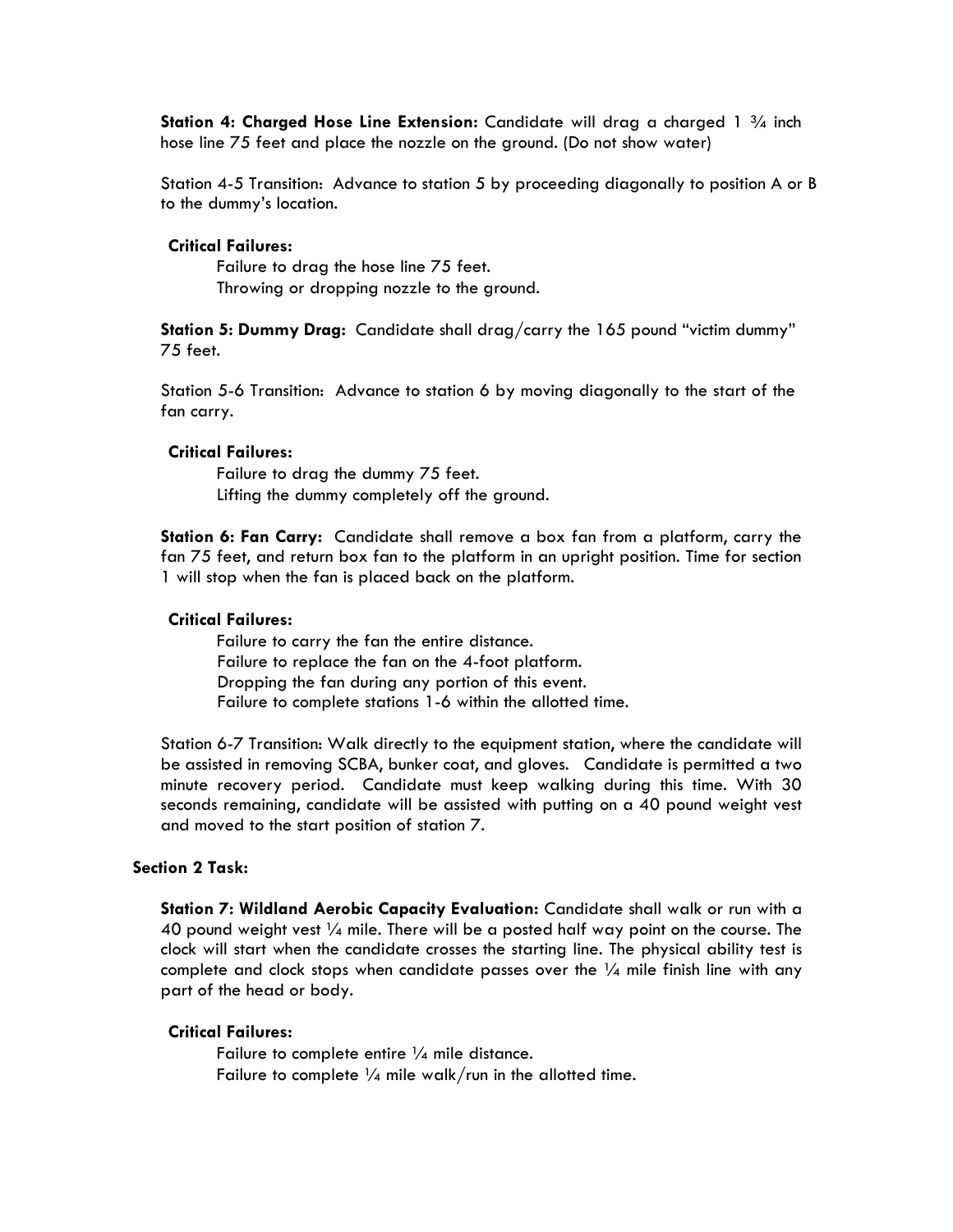**Station 4: Charged Hose Line Extension:** Candidate will drag a charged 1 ¾ inch hose line 75 feet and place the nozzle on the ground. (Do not show water)

Station 4-5 Transition: Advance to station 5 by proceeding diagonally to position A or B to the dummy's location.

**Critical Failures:**

Failure to drag the hose line 75 feet.
Throwing or dropping nozzle to the ground.

**Station 5: Dummy Drag:** Candidate shall drag/carry the 165 pound "victim dummy" 75 feet.

Station 5-6 Transition: Advance to station 6 by moving diagonally to the start of the fan carry.

**Critical Failures:**

Failure to drag the dummy 75 feet.
Lifting the dummy completely off the ground.

**Station 6: Fan Carry:** Candidate shall remove a box fan from a platform, carry the fan 75 feet, and return box fan to the platform in an upright position. Time for section 1 will stop when the fan is placed back on the platform.

**Critical Failures:**

Failure to carry the fan the entire distance.
Failure to replace the fan on the 4-foot platform.
Dropping the fan during any portion of this event.
Failure to complete stations 1-6 within the allotted time.

Station 6-7 Transition: Walk directly to the equipment station, where the candidate will be assisted in removing SCBA, bunker coat, and gloves. Candidate is permitted a two minute recovery period. Candidate must keep walking during this time. With 30 seconds remaining, candidate will be assisted with putting on a 40 pound weight vest and moved to the start position of station 7.

**Section 2 Task:**

**Station 7: Wildland Aerobic Capacity Evaluation:** Candidate shall walk or run with a 40 pound weight vest ¼ mile. There will be a posted half way point on the course. The clock will start when the candidate crosses the starting line. The physical ability test is complete and clock stops when candidate passes over the ¼ mile finish line with any part of the head or body.

**Critical Failures:**

Failure to complete entire ¼ mile distance.
Failure to complete ¼ mile walk/run in the allotted time.